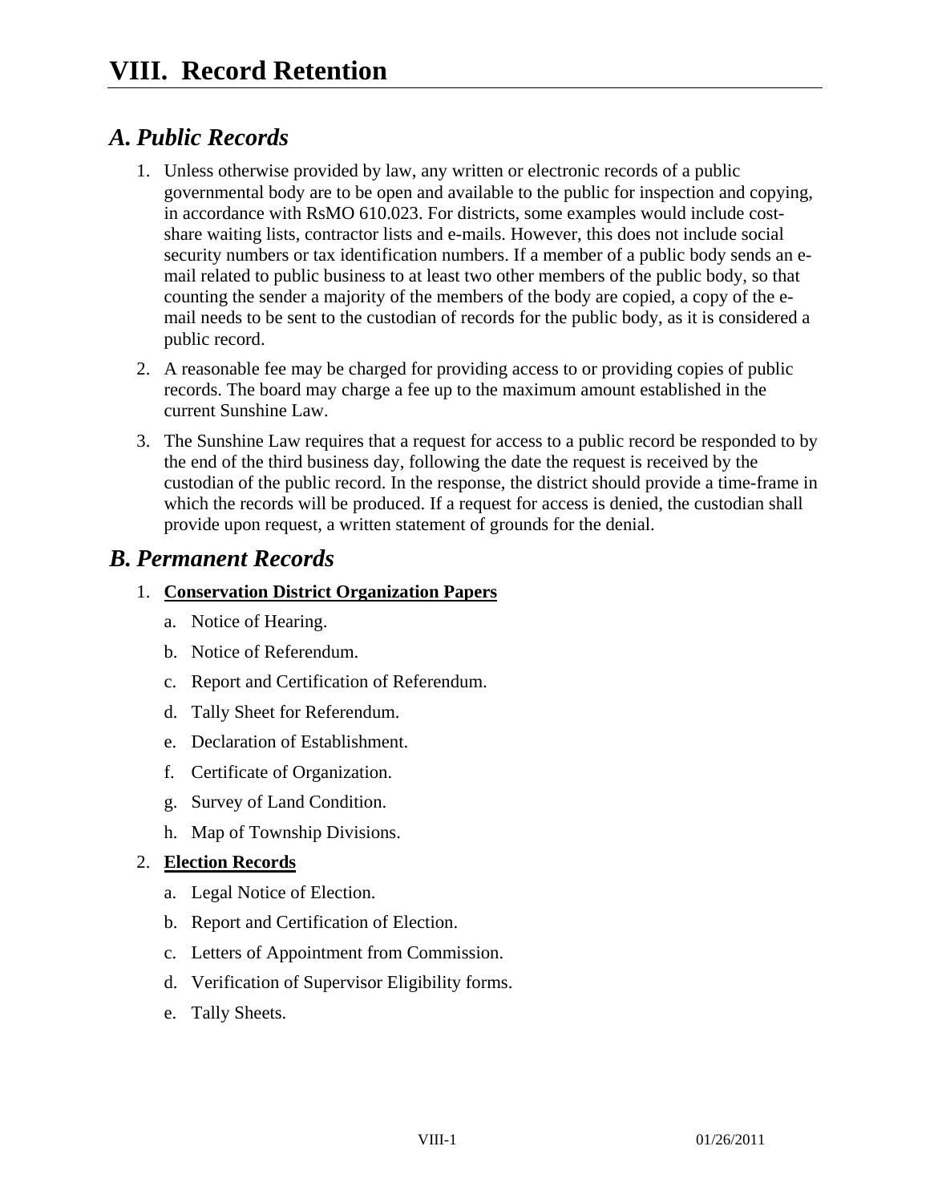# VIII. Record Retention

## *A. Public Records*

1. Unless otherwise provided by law, any written or electronic records of a public governmental body are to be open and available to the public for inspection and copying, in accordance with RsMO 610.023. For districts, some examples would include cost-share waiting lists, contractor lists and e-mails. However, this does not include social security numbers or tax identification numbers. If a member of a public body sends an e-mail related to public business to at least two other members of the public body, so that counting the sender a majority of the members of the body are copied, a copy of the e-mail needs to be sent to the custodian of records for the public body, as it is considered a public record.
2. A reasonable fee may be charged for providing access to or providing copies of public records. The board may charge a fee up to the maximum amount established in the current Sunshine Law.
3. The Sunshine Law requires that a request for access to a public record be responded to by the end of the third business day, following the date the request is received by the custodian of the public record. In the response, the district should provide a time-frame in which the records will be produced. If a request for access is denied, the custodian shall provide upon request, a written statement of grounds for the denial.

## *B. Permanent Records*

1. **Conservation District Organization Papers**
   a. Notice of Hearing.
   b. Notice of Referendum.
   c. Report and Certification of Referendum.
   d. Tally Sheet for Referendum.
   e. Declaration of Establishment.
   f. Certificate of Organization.
   g. Survey of Land Condition.
   h. Map of Township Divisions.
2. **Election Records**
   a. Legal Notice of Election.
   b. Report and Certification of Election.
   c. Letters of Appointment from Commission.
   d. Verification of Supervisor Eligibility forms.
   e. Tally Sheets.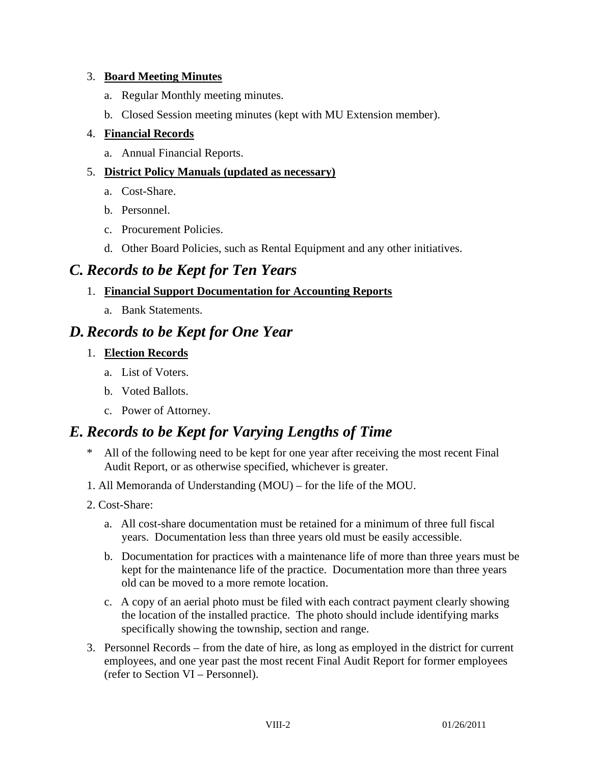3. **Board Meeting Minutes**

   a. Regular Monthly meeting minutes.

   b. Closed Session meeting minutes (kept with MU Extension member).

4. **Financial Records**

   a. Annual Financial Reports.

5. **District Policy Manuals (updated as necessary)**

   a. Cost-Share.

   b. Personnel.

   c. Procurement Policies.

   d. Other Board Policies, such as Rental Equipment and any other initiatives.

## *C. Records to be Kept for Ten Years*

1. **Financial Support Documentation for Accounting Reports**

   a. Bank Statements.

## *D. Records to be Kept for One Year*

1. **Election Records**

   a. List of Voters.

   b. Voted Ballots.

   c. Power of Attorney.

## *E. Records to be Kept for Varying Lengths of Time*

\* All of the following need to be kept for one year after receiving the most recent Final Audit Report, or as otherwise specified, whichever is greater.

1. All Memoranda of Understanding (MOU) – for the life of the MOU.

2. Cost-Share:

   a. All cost-share documentation must be retained for a minimum of three full fiscal years. Documentation less than three years old must be easily accessible.

   b. Documentation for practices with a maintenance life of more than three years must be kept for the maintenance life of the practice. Documentation more than three years old can be moved to a more remote location.

   c. A copy of an aerial photo must be filed with each contract payment clearly showing the location of the installed practice. The photo should include identifying marks specifically showing the township, section and range.

3. Personnel Records – from the date of hire, as long as employed in the district for current employees, and one year past the most recent Final Audit Report for former employees (refer to Section VI – Personnel).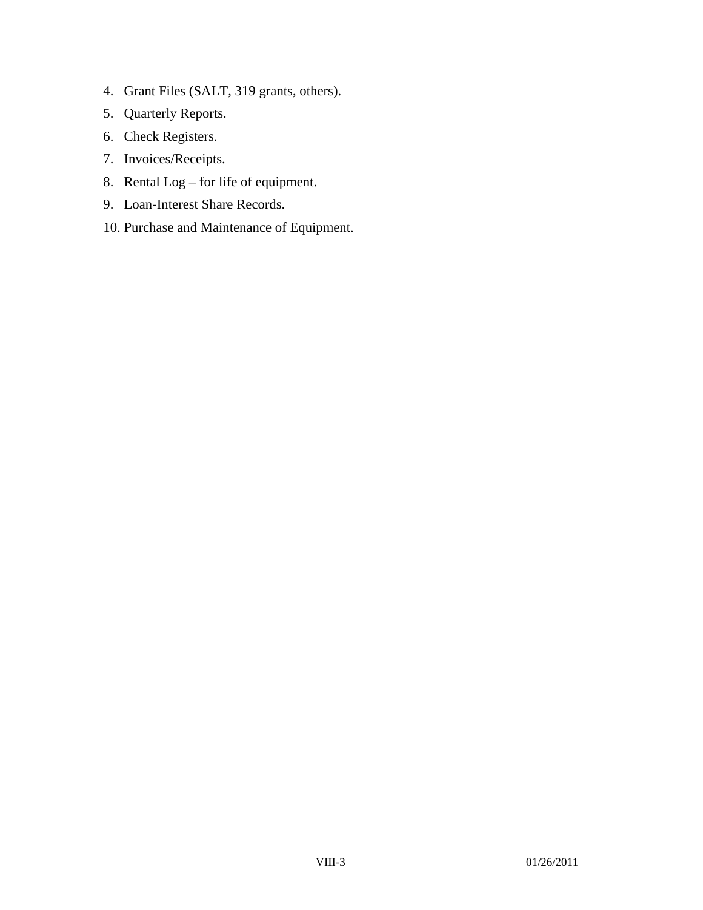4. Grant Files (SALT, 319 grants, others).
5. Quarterly Reports.
6. Check Registers.
7. Invoices/Receipts.
8. Rental Log – for life of equipment.
9. Loan-Interest Share Records.
10. Purchase and Maintenance of Equipment.